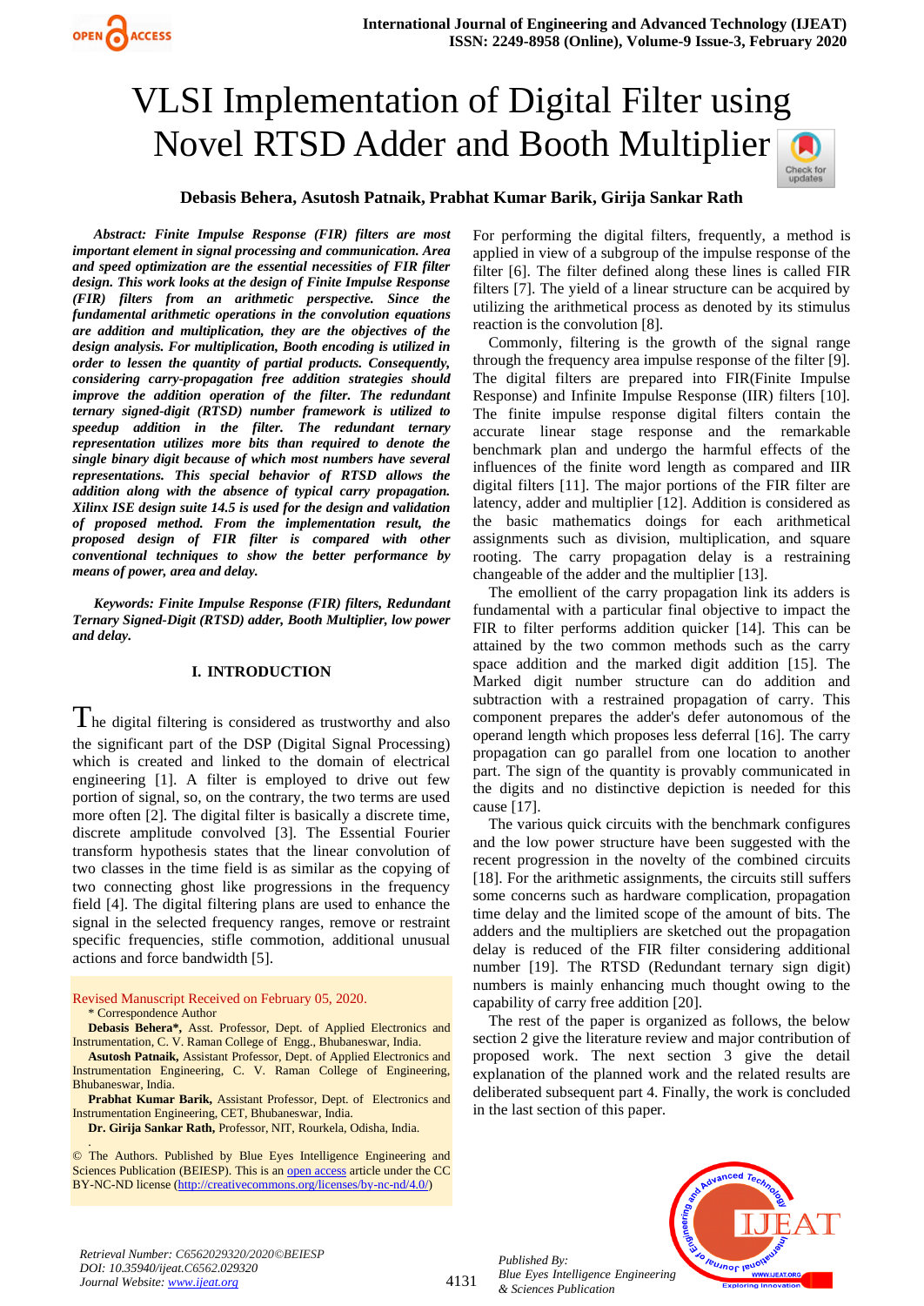# VLSI Implementation of Digital Filter using Novel RTSD Adder and Booth Multiplier

**Debasis Behera, Asutosh Patnaik, Prabhat Kumar Barik, Girija Sankar Rath**

***Abstract: Finite Impulse Response (FIR) filters are most important element in signal processing and communication. Area and speed optimization are the essential necessities of FIR filter design. This work looks at the design of Finite Impulse Response (FIR) filters from an arithmetic perspective. Since the fundamental arithmetic operations in the convolution equations are addition and multiplication, they are the objectives of the design analysis. For multiplication, Booth encoding is utilized in order to lessen the quantity of partial products. Consequently, considering carry-propagation free addition strategies should improve the addition operation of the filter. The redundant ternary signed-digit (RTSD) number framework is utilized to speedup addition in the filter. The redundant ternary representation utilizes more bits than required to denote the single binary digit because of which most numbers have several representations. This special behavior of RTSD allows the addition along with the absence of typical carry propagation. Xilinx ISE design suite 14.5 is used for the design and validation of proposed method. From the implementation result, the proposed design of FIR filter is compared with other conventional techniques to show the better performance by means of power, area and delay.***

***Keywords: Finite Impulse Response (FIR) filters, Redundant Ternary Signed-Digit (RTSD) adder, Booth Multiplier, low power and delay.***

## I. INTRODUCTION

The digital filtering is considered as trustworthy and also the significant part of the DSP (Digital Signal Processing) which is created and linked to the domain of electrical engineering [1]. A filter is employed to drive out few portion of signal, so, on the contrary, the two terms are used more often [2]. The digital filter is basically a discrete time, discrete amplitude convolved [3]. The Essential Fourier transform hypothesis states that the linear convolution of two classes in the time field is as similar as the copying of two connecting ghost like progressions in the frequency field [4]. The digital filtering plans are used to enhance the signal in the selected frequency ranges, remove or restraint specific frequencies, stifle commotion, additional unusual actions and force bandwidth [5].

For performing the digital filters, frequently, a method is applied in view of a subgroup of the impulse response of the filter [6]. The filter defined along these lines is called FIR filters [7]. The yield of a linear structure can be acquired by utilizing the arithmetical process as denoted by its stimulus reaction is the convolution [8].

Commonly, filtering is the growth of the signal range through the frequency area impulse response of the filter [9]. The digital filters are prepared into FIR(Finite Impulse Response) and Infinite Impulse Response (IIR) filters [10]. The finite impulse response digital filters contain the accurate linear stage response and the remarkable benchmark plan and undergo the harmful effects of the influences of the finite word length as compared and IIR digital filters [11]. The major portions of the FIR filter are latency, adder and multiplier [12]. Addition is considered as the basic mathematics doings for each arithmetical assignments such as division, multiplication, and square rooting. The carry propagation delay is a restraining changeable of the adder and the multiplier [13].

The emollient of the carry propagation link its adders is fundamental with a particular final objective to impact the FIR to filter performs addition quicker [14]. This can be attained by the two common methods such as the carry space addition and the marked digit addition [15]. The Marked digit number structure can do addition and subtraction with a restrained propagation of carry. This component prepares the adder's defer autonomous of the operand length which proposes less deferral [16]. The carry propagation can go parallel from one location to another part. The sign of the quantity is provably communicated in the digits and no distinctive depiction is needed for this cause [17].

The various quick circuits with the benchmark configures and the low power structure have been suggested with the recent progression in the novelty of the combined circuits [18]. For the arithmetic assignments, the circuits still suffers some concerns such as hardware complication, propagation time delay and the limited scope of the amount of bits. The adders and the multipliers are sketched out the propagation delay is reduced of the FIR filter considering additional number [19]. The RTSD (Redundant ternary sign digit) numbers is mainly enhancing much thought owing to the capability of carry free addition [20].

The rest of the paper is organized as follows, the below section 2 give the literature review and major contribution of proposed work. The next section 3 give the detail explanation of the planned work and the related results are deliberated subsequent part 4. Finally, the work is concluded in the last section of this paper.

---

Revised Manuscript Received on February 05, 2020.

\* Correspondence Author

**Debasis Behera\***, Asst. Professor, Dept. of Applied Electronics and Instrumentation, C. V. Raman College of Engg., Bhubaneswar, India.

**Asutosh Patnaik,** Assistant Professor, Dept. of Applied Electronics and Instrumentation Engineering, C. V. Raman College of Engineering, Bhubaneswar, India.

**Prabhat Kumar Barik,** Assistant Professor, Dept. of Electronics and Instrumentation Engineering, CET, Bhubaneswar, India.

**Dr. Girija Sankar Rath,** Professor, NIT, Rourkela, Odisha, India.

© The Authors. Published by Blue Eyes Intelligence Engineering and Sciences Publication (BEIESP). This is an open access article under the CC BY-NC-ND license (http://creativecommons.org/licenses/by-nc-nd/4.0/)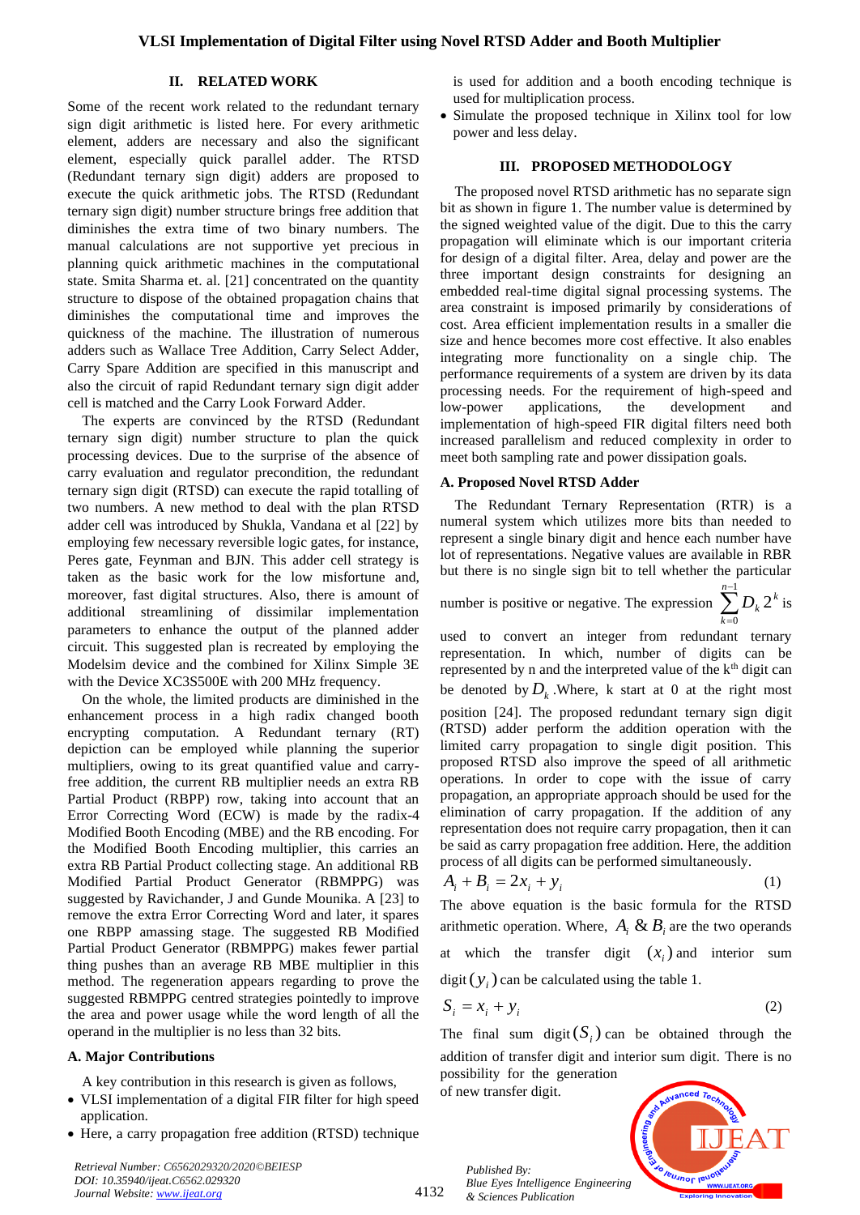## II. RELATED WORK

Some of the recent work related to the redundant ternary sign digit arithmetic is listed here. For every arithmetic element, adders are necessary and also the significant element, especially quick parallel adder. The RTSD (Redundant ternary sign digit) adders are proposed to execute the quick arithmetic jobs. The RTSD (Redundant ternary sign digit) number structure brings free addition that diminishes the extra time of two binary numbers. The manual calculations are not supportive yet precious in planning quick arithmetic machines in the computational state. Smita Sharma et. al. [21] concentrated on the quantity structure to dispose of the obtained propagation chains that diminishes the computational time and improves the quickness of the machine. The illustration of numerous adders such as Wallace Tree Addition, Carry Select Adder, Carry Spare Addition are specified in this manuscript and also the circuit of rapid Redundant ternary sign digit adder cell is matched and the Carry Look Forward Adder.

The experts are convinced by the RTSD (Redundant ternary sign digit) number structure to plan the quick processing devices. Due to the surprise of the absence of carry evaluation and regulator precondition, the redundant ternary sign digit (RTSD) can execute the rapid totalling of two numbers. A new method to deal with the plan RTSD adder cell was introduced by Shukla, Vandana et al [22] by employing few necessary reversible logic gates, for instance, Peres gate, Feynman and BJN. This adder cell strategy is taken as the basic work for the low misfortune and, moreover, fast digital structures. Also, there is amount of additional streamlining of dissimilar implementation parameters to enhance the output of the planned adder circuit. This suggested plan is recreated by employing the Modelsim device and the combined for Xilinx Simple 3E with the Device XC3S500E with 200 MHz frequency.

On the whole, the limited products are diminished in the enhancement process in a high radix changed booth encrypting computation. A Redundant ternary (RT) depiction can be employed while planning the superior multipliers, owing to its great quantified value and carry-free addition, the current RB multiplier needs an extra RB Partial Product (RBPP) row, taking into account that an Error Correcting Word (ECW) is made by the radix-4 Modified Booth Encoding (MBE) and the RB encoding. For the Modified Booth Encoding multiplier, this carries an extra RB Partial Product collecting stage. An additional RB Modified Partial Product Generator (RBMPPG) was suggested by Ravichander, J and Gunde Mounika. A [23] to remove the extra Error Correcting Word and later, it spares one RBPP amassing stage. The suggested RB Modified Partial Product Generator (RBMPPG) makes fewer partial thing pushes than an average RB MBE multiplier in this method. The regeneration appears regarding to prove the suggested RBMPPG centred strategies pointedly to improve the area and power usage while the word length of all the operand in the multiplier is no less than 32 bits.

### A. Major Contributions

A key contribution in this research is given as follows,

- VLSI implementation of a digital FIR filter for high speed application.
- Here, a carry propagation free addition (RTSD) technique is used for addition and a booth encoding technique is used for multiplication process.
- Simulate the proposed technique in Xilinx tool for low power and less delay.

## III. PROPOSED METHODOLOGY

The proposed novel RTSD arithmetic has no separate sign bit as shown in figure 1. The number value is determined by the signed weighted value of the digit. Due to this the carry propagation will eliminate which is our important criteria for design of a digital filter. Area, delay and power are the three important design constraints for designing an embedded real-time digital signal processing systems. The area constraint is imposed primarily by considerations of cost. Area efficient implementation results in a smaller die size and hence becomes more cost effective. It also enables integrating more functionality on a single chip. The performance requirements of a system are driven by its data processing needs. For the requirement of high-speed and low-power applications, the development and implementation of high-speed FIR digital filters need both increased parallelism and reduced complexity in order to meet both sampling rate and power dissipation goals.

### A. Proposed Novel RTSD Adder

The Redundant Ternary Representation (RTR) is a numeral system which utilizes more bits than needed to represent a single binary digit and hence each number have lot of representations. Negative values are available in RBR but there is no single sign bit to tell whether the particular number is positive or negative. The expression $\sum_{k=0}^{n-1} D_k 2^k$ is used to convert an integer from redundant ternary representation. In which, number of digits can be represented by n and the interpreted value of the k[th] digit can be denoted by $D_k$. Where, k start at 0 at the right most position [24]. The proposed redundant ternary sign digit (RTSD) adder perform the addition operation with the limited carry propagation to single digit position. This proposed RTSD also improve the speed of all arithmetic operations. In order to cope with the issue of carry propagation, an appropriate approach should be used for the elimination of carry propagation. If the addition of any representation does not require carry propagation, then it can be said as carry propagation free addition. Here, the addition process of all digits can be performed simultaneously.

$$A_i + B_i = 2x_i + y_i \tag{1}$$

The above equation is the basic formula for the RTSD arithmetic operation. Where, $A_i$ & $B_i$ are the two operands at which the transfer digit $(x_i)$ and interior sum digit $(y_i)$ can be calculated using the table 1.

$$S_i = x_i + y_i \tag{2}$$

The final sum digit $(S_i)$ can be obtained through the addition of transfer digit and interior sum digit. There is no possibility for the generation of new transfer digit.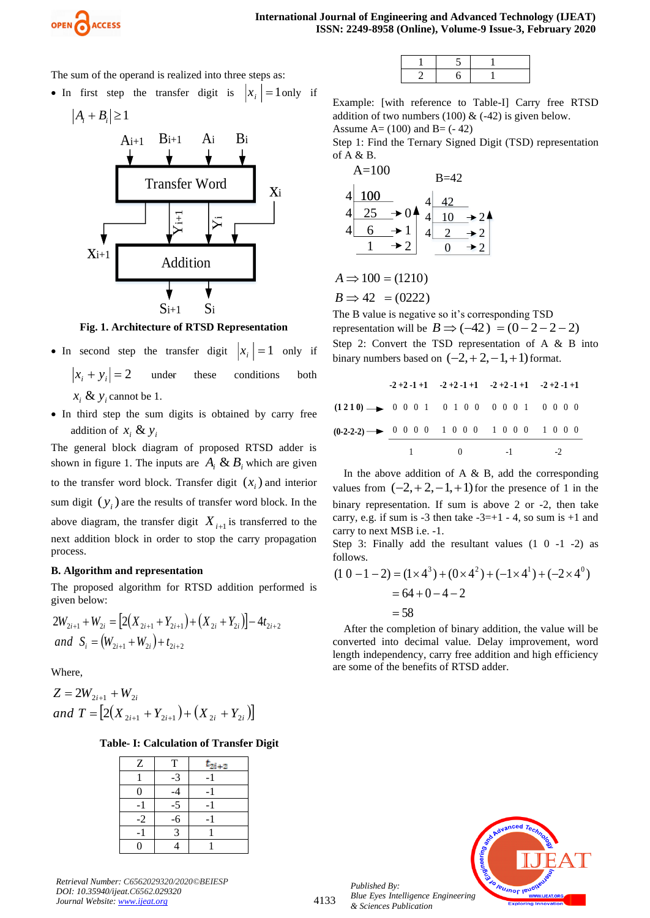The sum of the operand is realized into three steps as:

- In first step the transfer digit is $|x_i| = 1$ only if $|A_i + B_i| \geq 1$

Fig. 1. Architecture of RTSD Representation

- In second step the transfer digit $|x_i| = 1$ only if $|x_i + y_i| = 2$ under these conditions both $x_i$ & $y_i$ cannot be 1.
- In third step the sum digits is obtained by carry free addition of $x_i$ & $y_i$

The general block diagram of proposed RTSD adder is shown in figure 1. The inputs are $A_i$ & $B_i$ which are given to the transfer word block. Transfer digit $(x_i)$ and interior sum digit $(y_i)$ are the results of transfer word block. In the above diagram, the transfer digit $X_{i+1}$ is transferred to the next addition block in order to stop the carry propagation process.

**B. Algorithm and representation**

The proposed algorithm for RTSD addition performed is given below:

$$2W_{2i+1} + W_{2i} = [2(X_{2i+1} + Y_{2i+1}) + (X_{2i} + Y_{2i})] - 4t_{2i+2}$$
$$\text{and } S_i = (W_{2i+1} + W_{2i}) + t_{2i+2}$$

Where,

$$Z = 2W_{2i+1} + W_{2i}$$
$$\text{and } T = [2(X_{2i+1} + Y_{2i+1}) + (X_{2i} + Y_{2i})]$$

**Table- I: Calculation of Transfer Digit**

| Z | T | $t_{2i+2}$ |
|---|---|---|
| 1 | -3 | -1 |
| 0 | -4 | -1 |
| -1 | -5 | -1 |
| -2 | -6 | -1 |
| -1 | 3 | 1 |
| 0 | 4 | 1 |
| 1 | 5 | 1 |
| 2 | 6 | 1 |

Example: [with reference to Table-I] Carry free RTSD addition of two numbers (100) & (-42) is given below.
Assume A= (100) and B= (- 42)
Step 1: Find the Ternary Signed Digit (TSD) representation of A & B.

A=100: 100 ÷ 4 = 25 remainder 0; 25 ÷ 4 = 6 remainder 1; 6 ÷ 4 = 1 remainder 2

B=42: 42 ÷ 4 = 10 remainder 2; 10 ÷ 4 = 2 remainder 2; 2 ÷ 4 = 0 remainder 2

$A \Rightarrow 100 = (1210)$

$B \Rightarrow 42 \;\; = (0222)$

The B value is negative so it's corresponding TSD representation would be $B \Rightarrow (-42) \;\; = (0-2-2-2)$

Step 2: Convert the TSD representation of A & B into binary numbers based on $(-2,+2,-1,+1)$ format.

| | -2 +2 -1 +1 | -2 +2 -1 +1 | -2 +2 -1 +1 | -2 +2 -1 +1 |
|---|---|---|---|---|
| (1 2 1 0) → | 0 0 0 1 | 0 1 0 0 | 0 0 0 1 | 0 0 0 0 |
| (0-2-2-2) → | 0 0 0 0 | 1 0 0 0 | 1 0 0 0 | 1 0 0 0 |
| | 1 | 0 | -1 | -2 |

In the above addition of A & B, add the corresponding values from $(-2,+2,-1,+1)$ for the presence of 1 in the binary representation. If sum is above 2 or -2, then take carry, e.g. if sum is -3 then take -3=+1 - 4, so sum is +1 and carry to next MSB i.e. -1.

Step 3: Finally add the resultant values (1 0 -1 -2) as follows.

$$(1\ 0 -1 -2) = (1\times 4^3) + (0\times 4^2) + (-1\times 4^1) + (-2\times 4^0)$$
$$= 64 + 0 - 4 - 2$$
$$= 58$$

After the completion of binary addition, the value will be converted into decimal value. Delay improvement, word length independency, carry free addition and high efficiency are some of the benefits of RTSD adder.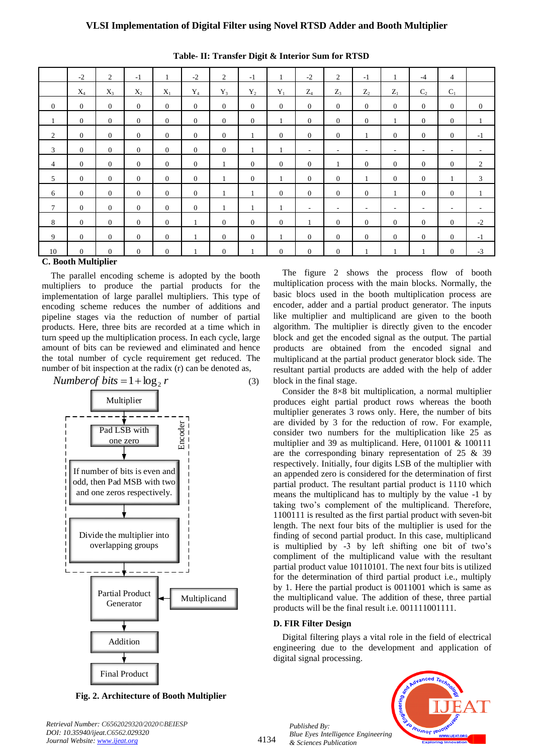**Table- II: Transfer Digit & Interior Sum for RTSD**

| | -2 | 2 | -1 | 1 | -2 | 2 | -1 | 1 | -2 | 2 | -1 | 1 | -4 | 4 | |
|---|---|---|---|---|---|---|---|---|---|---|---|---|---|---|---|
| | $X_4$ | $X_3$ | $X_2$ | $X_1$ | $Y_4$ | $Y_3$ | $Y_2$ | $Y_1$ | $Z_4$ | $Z_3$ | $Z_2$ | $Z_1$ | $C_2$ | $C_1$ | |
| 0 | 0 | 0 | 0 | 0 | 0 | 0 | 0 | 0 | 0 | 0 | 0 | 0 | 0 | 0 | 0 |
| 1 | 0 | 0 | 0 | 0 | 0 | 0 | 0 | 1 | 0 | 0 | 0 | 1 | 0 | 0 | 1 |
| 2 | 0 | 0 | 0 | 0 | 0 | 0 | 1 | 0 | 0 | 0 | 1 | 0 | 0 | 0 | -1 |
| 3 | 0 | 0 | 0 | 0 | 0 | 0 | 1 | 1 | - | - | - | - | - | - | - |
| 4 | 0 | 0 | 0 | 0 | 0 | 1 | 0 | 0 | 0 | 1 | 0 | 0 | 0 | 0 | 2 |
| 5 | 0 | 0 | 0 | 0 | 0 | 1 | 0 | 1 | 0 | 0 | 1 | 0 | 0 | 1 | 3 |
| 6 | 0 | 0 | 0 | 0 | 0 | 1 | 1 | 0 | 0 | 0 | 0 | 1 | 0 | 0 | 1 |
| 7 | 0 | 0 | 0 | 0 | 0 | 1 | 1 | 1 | - | - | - | - | - | - | - |
| 8 | 0 | 0 | 0 | 0 | 1 | 0 | 0 | 0 | 1 | 0 | 0 | 0 | 0 | 0 | -2 |
| 9 | 0 | 0 | 0 | 0 | 1 | 0 | 0 | 1 | 0 | 0 | 0 | 0 | 0 | 0 | -1 |
| 10 | 0 | 0 | 0 | 0 | 1 | 0 | 1 | 0 | 0 | 0 | 1 | 1 | 1 | 0 | -3 |

### C. Booth Multiplier

The parallel encoding scheme is adopted by the booth multipliers to produce the partial products for the implementation of large parallel multipliers. This type of encoding scheme reduces the number of additions and pipeline stages via the reduction of number of partial products. Here, three bits are recorded at a time which in turn speed up the multiplication process. In each cycle, large amount of bits can be reviewed and eliminated and hence the total number of cycle requirement get reduced. The number of bit inspection at the radix (r) can be denoted as,

$$Number of\ bits = 1 + \log_2 r \tag{3}$$

Multiplier → [Encoder: Pad LSB with one zero → If number of bits is even and odd, then Pad MSB with two and one zeros respectively. → Divide the multiplier into overlapping groups] → Partial Product Generator (← Multiplicand) → Addition → Final Product

**Fig. 2. Architecture of Booth Multiplier**

The figure 2 shows the process flow of booth multiplication process with the main blocks. Normally, the basic blocs used in the booth multiplication process are encoder, adder and a partial product generator. The inputs like multiplier and multiplicand are given to the booth algorithm. The multiplier is directly given to the encoder block and get the encoded signal as the output. The partial products are obtained from the encoded signal and multiplicand at the partial product generator block side. The resultant partial products are added with the help of adder block in the final stage.

Consider the 8×8 bit multiplication, a normal multiplier produces eight partial product rows whereas the booth multiplier generates 3 rows only. Here, the number of bits are divided by 3 for the reduction of row. For example, consider two numbers for the multiplication like 25 as multiplier and 39 as multiplicand. Here, 011001 & 100111 are the corresponding binary representation of 25 & 39 respectively. Initially, four digits LSB of the multiplier with an appended zero is considered for the determination of first partial product. The resultant partial product is 1110 which means the multiplicand has to multiply by the value -1 by taking two's complement of the multiplicand. Therefore, 1100111 is resulted as the first partial product with seven-bit length. The next four bits of the multiplier is used for the finding of second partial product. In this case, multiplicand is multiplied by -3 by left shifting one bit of two's compliment of the multiplicand value with the resultant partial product value 10110101. The next four bits is utilized for the determination of third partial product i.e., multiply by 1. Here the partial product is 0011001 which is same as the multiplicand value. The addition of these, three partial products will be the final result i.e. 001111001111.

### D. FIR Filter Design

Digital filtering plays a vital role in the field of electrical engineering due to the development and application of digital signal processing.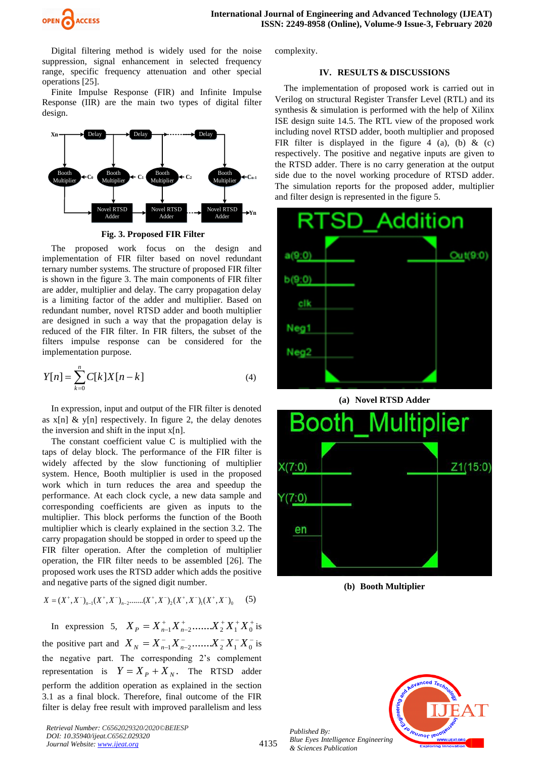Digital filtering method is widely used for the noise suppression, signal enhancement in selected frequency range, specific frequency attenuation and other special operations [25].

Finite Impulse Response (FIR) and Infinite Impulse Response (IIR) are the main two types of digital filter design.

**Fig. 3. Proposed FIR Filter**

The proposed work focus on the design and implementation of FIR filter based on novel redundant ternary number systems. The structure of proposed FIR filter is shown in the figure 3. The main components of FIR filter are adder, multiplier and delay. The carry propagation delay is a limiting factor of the adder and multiplier. Based on redundant number, novel RTSD adder and booth multiplier are designed in such a way that the propagation delay is reduced of the FIR filter. In FIR filters, the subset of the filters impulse response can be considered for the implementation purpose.

$$Y[n] = \sum_{k=0}^{n} C[k]X[n-k] \qquad (4)$$

In expression, input and output of the FIR filter is denoted as x[n] & y[n] respectively. In figure 2, the delay denotes the inversion and shift in the input x[n].

The constant coefficient value C is multiplied with the taps of delay block. The performance of the FIR filter is widely affected by the slow functioning of multiplier system. Hence, Booth multiplier is used in the proposed work which in turn reduces the area and speedup the performance. At each clock cycle, a new data sample and corresponding coefficients are given as inputs to the multiplier. This block performs the function of the Booth multiplier which is clearly explained in the section 3.2. The carry propagation should be stopped in order to speed up the FIR filter operation. After the completion of multiplier operation, the FIR filter needs to be assembled [26]. The proposed work uses the RTSD adder which adds the positive and negative parts of the signed digit number.

$$X = (X^+, X^-)_{n-1}(X^+, X^-)_{n-2}.......(X^+, X^-)_2(X^+, X^-)_1(X^+, X^-)_0 \qquad (5)$$

In expression 5, $X_P = X^+_{n-1}X^+_{n-2}.......X^+_2X^+_1X^+_0$ is the positive part and $X_N = X^-_{n-1}X^-_{n-2}.......X^-_2X^-_1X^-_0$ is the negative part. The corresponding 2's complement representation is $Y = X_P + X_N$. The RTSD adder perform the addition operation as explained in the section 3.1 as a final block. Therefore, final outcome of the FIR filter is delay free result with improved parallelism and less complexity.

## IV. RESULTS & DISCUSSIONS

The implementation of proposed work is carried out in Verilog on structural Register Transfer Level (RTL) and its synthesis & simulation is performed with the help of Xilinx ISE design suite 14.5. The RTL view of the proposed work including novel RTSD adder, booth multiplier and proposed FIR filter is displayed in the figure 4 (a), (b) & (c) respectively. The positive and negative inputs are given to the RTSD adder. There is no carry generation at the output side due to the novel working procedure of RTSD adder. The simulation reports for the proposed adder, multiplier and filter design is represented in the figure 5.

**(a) Novel RTSD Adder**

**(b) Booth Multiplier**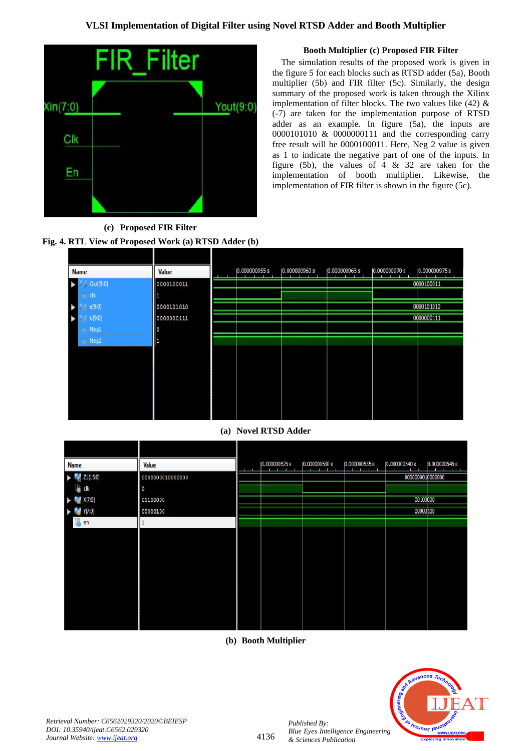(c) Proposed FIR Filter

**Fig. 4. RTL View of Proposed Work (a) RTSD Adder (b) Booth Multiplier (c) Proposed FIR Filter**

The simulation results of the proposed work is given in the figure 5 for each blocks such as RTSD adder (5a), Booth multiplier (5b) and FIR filter (5c). Similarly, the design summary of the proposed work is taken through the Xilinx implementation of filter blocks. The two values like (42) & (-7) are taken for the implementation purpose of RTSD adder as an example. In figure (5a), the inputs are 0000101010 & 0000000111 and the corresponding carry free result will be 0000100011. Here, Neg 2 value is given as 1 to indicate the negative part of one of the inputs. In figure (5b), the values of 4 & 32 are taken for the implementation of booth multiplier. Likewise, the implementation of FIR filter is shown in the figure (5c).

(a) Novel RTSD Adder

(b) Booth Multiplier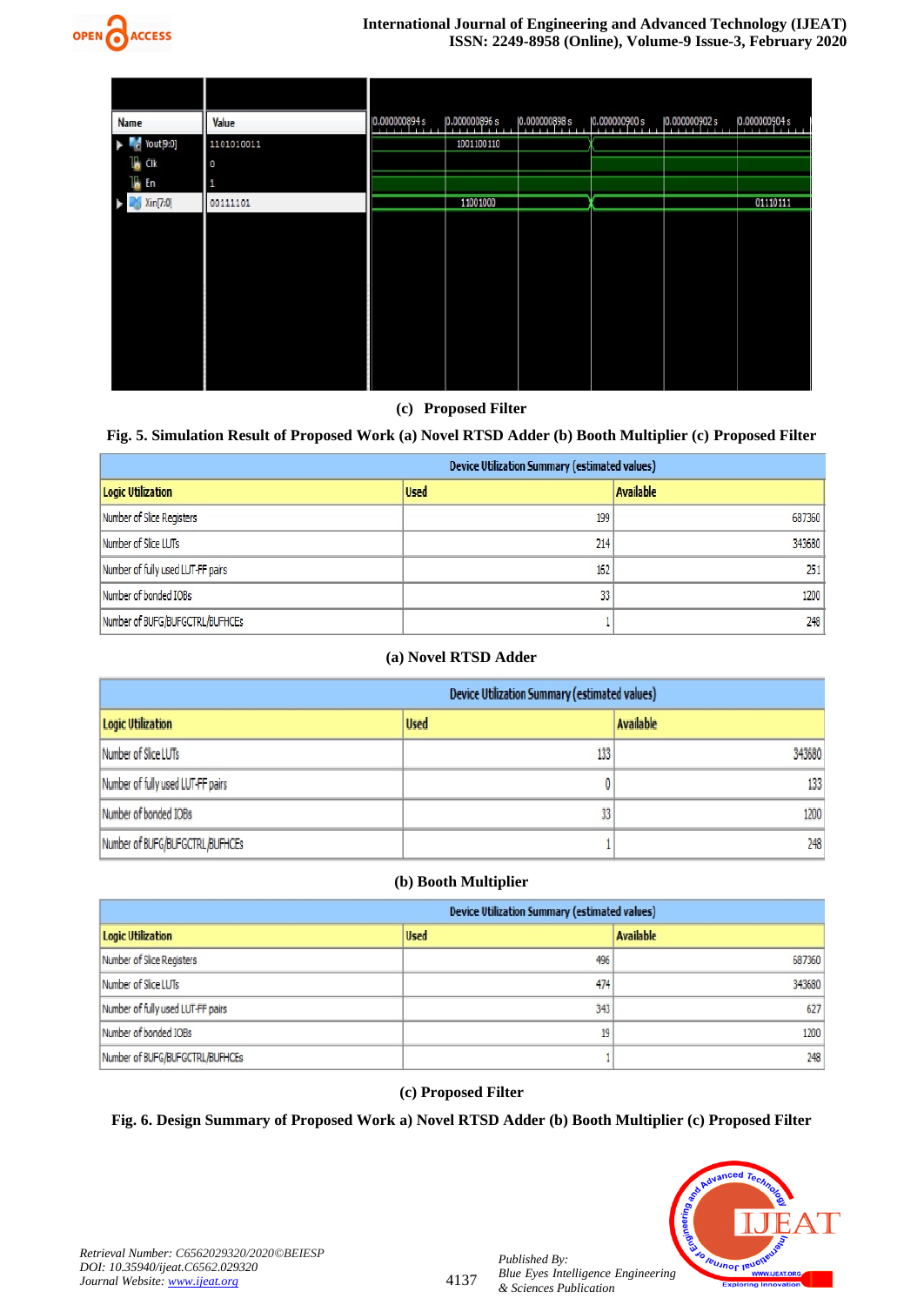| Name | Value | 0.000000894 s | 0.000000896 s | 0.000000898 s | 0.000000900 s | 0.000000902 s | 0.000000904 s |
|---|---|---|---|---|---|---|---|
| Yout[9:0] | 1101010011 | 1001100110 | | | | | |
| Clk | 0 | | | | | | |
| En | 1 | | | | | | |
| Xin[7:0] | 00111101 | 11001000 | | | | | 01110111 |

(c) Proposed Filter

**Fig. 5. Simulation Result of Proposed Work (a) Novel RTSD Adder (b) Booth Multiplier (c) Proposed Filter**

| Device Utilization Summary (estimated values) | | |
|---|---|---|
| **Logic Utilization** | **Used** | **Available** |
| Number of Slice Registers | 199 | 687360 |
| Number of Slice LUTs | 214 | 343680 |
| Number of fully used LUT-FF pairs | 162 | 251 |
| Number of bonded IOBs | 33 | 1200 |
| Number of BUFG/BUFGCTRL/BUFHCEs | 1 | 248 |

**(a) Novel RTSD Adder**

| Device Utilization Summary (estimated values) | | |
|---|---|---|
| **Logic Utilization** | **Used** | **Available** |
| Number of Slice LUTs | 133 | 343680 |
| Number of fully used LUT-FF pairs | 0 | 133 |
| Number of bonded IOBs | 33 | 1200 |
| Number of BUFG/BUFGCTRL/BUFHCEs | 1 | 248 |

**(b) Booth Multiplier**

| Device Utilization Summary (estimated values) | | |
|---|---|---|
| **Logic Utilization** | **Used** | **Available** |
| Number of Slice Registers | 496 | 687360 |
| Number of Slice LUTs | 474 | 343680 |
| Number of fully used LUT-FF pairs | 343 | 627 |
| Number of bonded IOBs | 19 | 1200 |
| Number of BUFG/BUFGCTRL/BUFHCEs | 1 | 248 |

**(c) Proposed Filter**

**Fig. 6. Design Summary of Proposed Work a) Novel RTSD Adder (b) Booth Multiplier (c) Proposed Filter**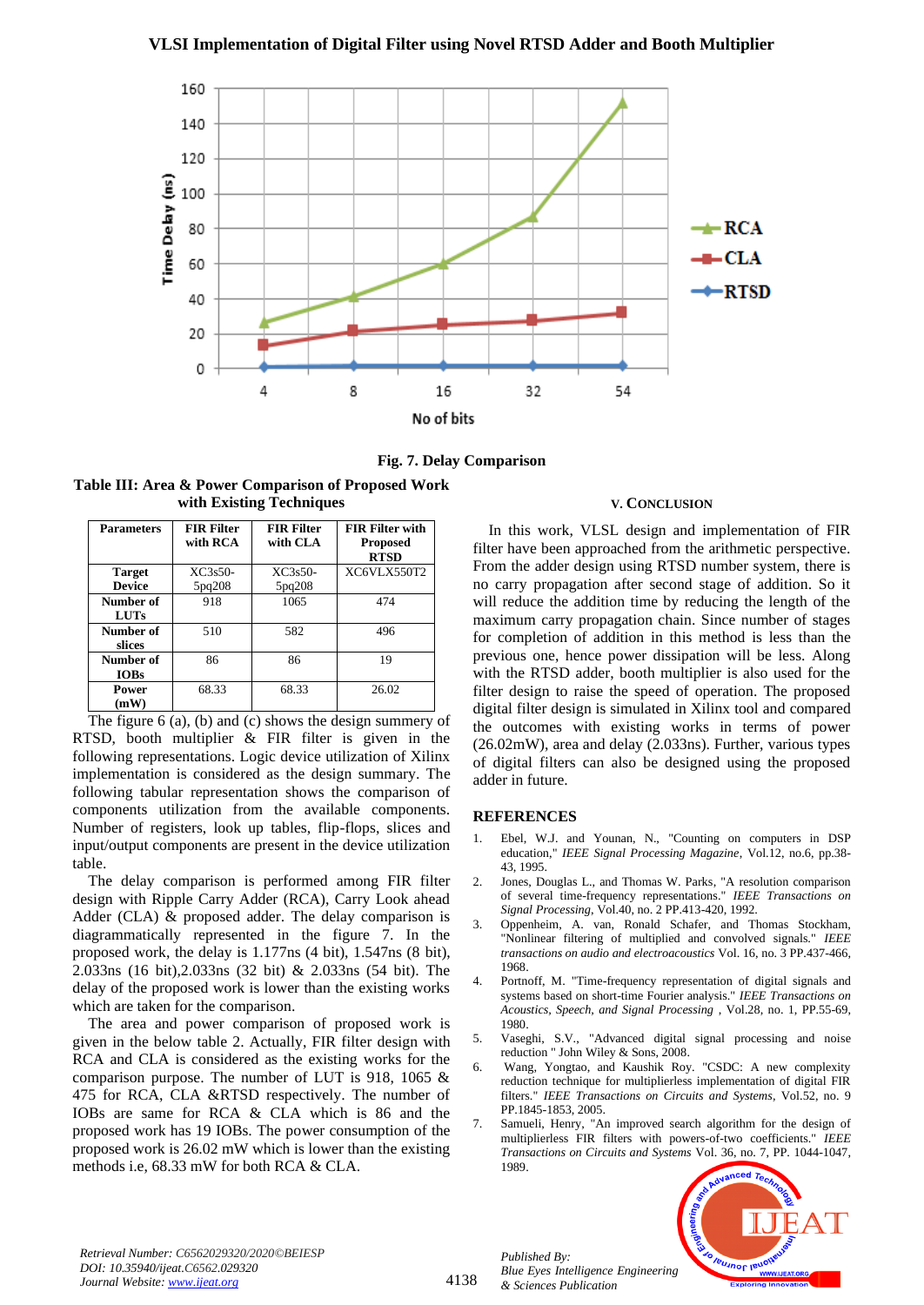Fig. 7. Delay Comparison

Table III: Area & Power Comparison of Proposed Work with Existing Techniques

| Parameters | FIR Filter with RCA | FIR Filter with CLA | FIR Filter with Proposed RTSD |
|---|---|---|---|
| Target Device | XC3s50-5pq208 | XC3s50-5pq208 | XC6VLX550T2 |
| Number of LUTs | 918 | 1065 | 474 |
| Number of slices | 510 | 582 | 496 |
| Number of IOBs | 86 | 86 | 19 |
| Power (mW) | 68.33 | 68.33 | 26.02 |

The figure 6 (a), (b) and (c) shows the design summery of RTSD, booth multiplier & FIR filter is given in the following representations. Logic device utilization of Xilinx implementation is considered as the design summary. The following tabular representation shows the comparison of components utilization from the available components. Number of registers, look up tables, flip-flops, slices and input/output components are present in the device utilization table.

The delay comparison is performed among FIR filter design with Ripple Carry Adder (RCA), Carry Look ahead Adder (CLA) & proposed adder. The delay comparison is diagrammatically represented in the figure 7. In the proposed work, the delay is 1.177ns (4 bit), 1.547ns (8 bit), 2.033ns (16 bit),2.033ns (32 bit) & 2.033ns (54 bit). The delay of the proposed work is lower than the existing works which are taken for the comparison.

The area and power comparison of proposed work is given in the below table 2. Actually, FIR filter design with RCA and CLA is considered as the existing works for the comparison purpose. The number of LUT is 918, 1065 & 475 for RCA, CLA &RTSD respectively. The number of IOBs are same for RCA & CLA which is 86 and the proposed work has 19 IOBs. The power consumption of the proposed work is 26.02 mW which is lower than the existing methods i.e, 68.33 mW for both RCA & CLA.

## V. CONCLUSION

In this work, VLSL design and implementation of FIR filter have been approached from the arithmetic perspective. From the adder design using RTSD number system, there is no carry propagation after second stage of addition. So it will reduce the addition time by reducing the length of the maximum carry propagation chain. Since number of stages for completion of addition in this method is less than the previous one, hence power dissipation will be less. Along with the RTSD adder, booth multiplier is also used for the filter design to raise the speed of operation. The proposed digital filter design is simulated in Xilinx tool and compared the outcomes with existing works in terms of power (26.02mW), area and delay (2.033ns). Further, various types of digital filters can also be designed using the proposed adder in future.

## REFERENCES

1. Ebel, W.J. and Younan, N., "Counting on computers in DSP education," *IEEE Signal Processing Magazine*, Vol.12, no.6, pp.38-43, 1995.
2. Jones, Douglas L., and Thomas W. Parks, "A resolution comparison of several time-frequency representations." *IEEE Transactions on Signal Processing*, Vol.40, no. 2 PP.413-420, 1992.
3. Oppenheim, A. van, Ronald Schafer, and Thomas Stockham, "Nonlinear filtering of multiplied and convolved signals." *IEEE transactions on audio and electroacoustics* Vol. 16, no. 3 PP.437-466, 1968.
4. Portnoff, M. "Time-frequency representation of digital signals and systems based on short-time Fourier analysis." *IEEE Transactions on Acoustics, Speech, and Signal Processing* , Vol.28, no. 1, PP.55-69, 1980.
5. Vaseghi, S.V., "Advanced digital signal processing and noise reduction " John Wiley & Sons, 2008.
6. Wang, Yongtao, and Kaushik Roy. "CSDC: A new complexity reduction technique for multiplierless implementation of digital FIR filters." *IEEE Transactions on Circuits and Systems*, Vol.52, no. 9 PP.1845-1853, 2005.
7. Samueli, Henry, "An improved search algorithm for the design of multiplierless FIR filters with powers-of-two coefficients." *IEEE Transactions on Circuits and Systems* Vol. 36, no. 7, PP. 1044-1047, 1989.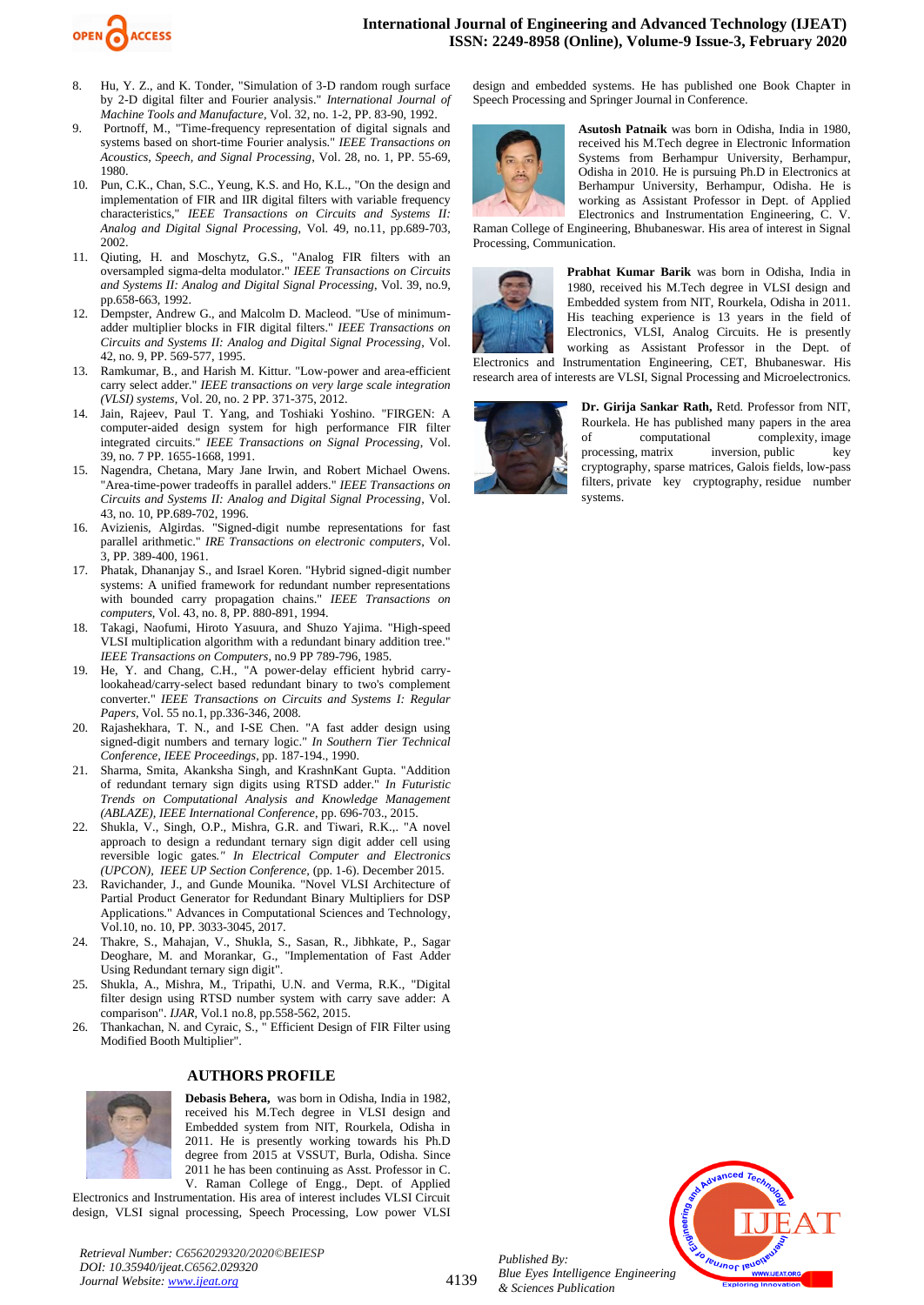8. Hu, Y. Z., and K. Tonder, "Simulation of 3-D random rough surface by 2-D digital filter and Fourier analysis." *International Journal of Machine Tools and Manufacture*, Vol. 32, no. 1-2, PP. 83-90, 1992.
9. Portnoff, M., "Time-frequency representation of digital signals and systems based on short-time Fourier analysis." *IEEE Transactions on Acoustics, Speech, and Signal Processing*, Vol. 28, no. 1, PP. 55-69, 1980.
10. Pun, C.K., Chan, S.C., Yeung, K.S. and Ho, K.L., "On the design and implementation of FIR and IIR digital filters with variable frequency characteristics," *IEEE Transactions on Circuits and Systems II: Analog and Digital Signal Processing*, Vol. 49, no.11, pp.689-703, 2002.
11. Qiuting, H. and Moschytz, G.S., "Analog FIR filters with an oversampled sigma-delta modulator." *IEEE Transactions on Circuits and Systems II: Analog and Digital Signal Processing*, Vol. 39, no.9, pp.658-663, 1992.
12. Dempster, Andrew G., and Malcolm D. Macleod. "Use of minimum-adder multiplier blocks in FIR digital filters." *IEEE Transactions on Circuits and Systems II: Analog and Digital Signal Processing*, Vol. 42, no. 9, PP. 569-577, 1995.
13. Ramkumar, B., and Harish M. Kittur. "Low-power and area-efficient carry select adder." *IEEE transactions on very large scale integration (VLSI) systems*, Vol. 20, no. 2 PP. 371-375, 2012.
14. Jain, Rajeev, Paul T. Yang, and Toshiaki Yoshino. "FIRGEN: A computer-aided design system for high performance FIR filter integrated circuits." *IEEE Transactions on Signal Processing*, Vol. 39, no. 7 PP. 1655-1668, 1991.
15. Nagendra, Chetana, Mary Jane Irwin, and Robert Michael Owens. "Area-time-power tradeoffs in parallel adders." *IEEE Transactions on Circuits and Systems II: Analog and Digital Signal Processing*, Vol. 43, no. 10, PP.689-702, 1996.
16. Avizienis, Algirdas. "Signed-digit numbe representations for fast parallel arithmetic." *IRE Transactions on electronic computers*, Vol. 3, PP. 389-400, 1961.
17. Phatak, Dhananjay S., and Israel Koren. "Hybrid signed-digit number systems: A unified framework for redundant number representations with bounded carry propagation chains." *IEEE Transactions on computers*, Vol. 43, no. 8, PP. 880-891, 1994.
18. Takagi, Naofumi, Hiroto Yasuura, and Shuzo Yajima. "High-speed VLSI multiplication algorithm with a redundant binary addition tree." *IEEE Transactions on Computers*, no.9 PP 789-796, 1985.
19. He, Y. and Chang, C.H., "A power-delay efficient hybrid carry-lookahead/carry-select based redundant binary to two's complement converter." *IEEE Transactions on Circuits and Systems I: Regular Papers*, Vol. 55 no.1, pp.336-346, 2008.
20. Rajashekhara, T. N., and I-SE Chen. "A fast adder design using signed-digit numbers and ternary logic." *In Southern Tier Technical Conference, IEEE Proceedings*, pp. 187-194., 1990.
21. Sharma, Smita, Akanksha Singh, and KrashnKant Gupta. "Addition of redundant ternary sign digits using RTSD adder." *In Futuristic Trends on Computational Analysis and Knowledge Management (ABLAZE), IEEE International Conference*, pp. 696-703., 2015.
22. Shukla, V., Singh, O.P., Mishra, G.R. and Tiwari, R.K.,. "A novel approach to design a redundant ternary sign digit adder cell using reversible logic gates." *In Electrical Computer and Electronics (UPCON), IEEE UP Section Conference*, (pp. 1-6). December 2015.
23. Ravichander, J., and Gunde Mounika. "Novel VLSI Architecture of Partial Product Generator for Redundant Binary Multipliers for DSP Applications." Advances in Computational Sciences and Technology, Vol.10, no. 10, PP. 3033-3045, 2017.
24. Thakre, S., Mahajan, V., Shukla, S., Sasan, R., Jibhkate, P., Sagar Deoghare, M. and Morankar, G., "Implementation of Fast Adder Using Redundant ternary sign digit".
25. Shukla, A., Mishra, M., Tripathi, U.N. and Verma, R.K., "Digital filter design using RTSD number system with carry save adder: A comparison". *IJAR*, Vol.1 no.8, pp.558-562, 2015.
26. Thankachan, N. and Cyraic, S., " Efficient Design of FIR Filter using Modified Booth Multiplier".

## AUTHORS PROFILE

**Debasis Behera,** was born in Odisha, India in 1982, received his M.Tech degree in VLSI design and Embedded system from NIT, Rourkela, Odisha in 2011. He is presently working towards his Ph.D degree from 2015 at VSSUT, Burla, Odisha. Since 2011 he has been continuing as Asst. Professor in C. V. Raman College of Engg., Dept. of Applied Electronics and Instrumentation. His area of interest includes VLSI Circuit design, VLSI signal processing, Speech Processing, Low power VLSI design and embedded systems. He has published one Book Chapter in Speech Processing and Springer Journal in Conference.

**Asutosh Patnaik** was born in Odisha, India in 1980, received his M.Tech degree in Electronic Information Systems from Berhampur University, Berhampur, Odisha in 2010. He is pursuing Ph.D in Electronics at Berhampur University, Berhampur, Odisha. He is working as Assistant Professor in Dept. of Applied Electronics and Instrumentation Engineering, C. V. Raman College of Engineering, Bhubaneswar. His area of interest in Signal Processing, Communication.

**Prabhat Kumar Barik** was born in Odisha, India in 1980, received his M.Tech degree in VLSI design and Embedded system from NIT, Rourkela, Odisha in 2011. His teaching experience is 13 years in the field of Electronics, VLSI, Analog Circuits. He is presently working as Assistant Professor in the Dept. of Electronics and Instrumentation Engineering, CET, Bhubaneswar. His research area of interests are VLSI, Signal Processing and Microelectronics.

**Dr. Girija Sankar Rath,** Retd. Professor from NIT, Rourkela. He has published many papers in the area of computational complexity, image processing, matrix inversion, public key cryptography, sparse matrices, Galois fields, low-pass filters, private key cryptography, residue number systems.